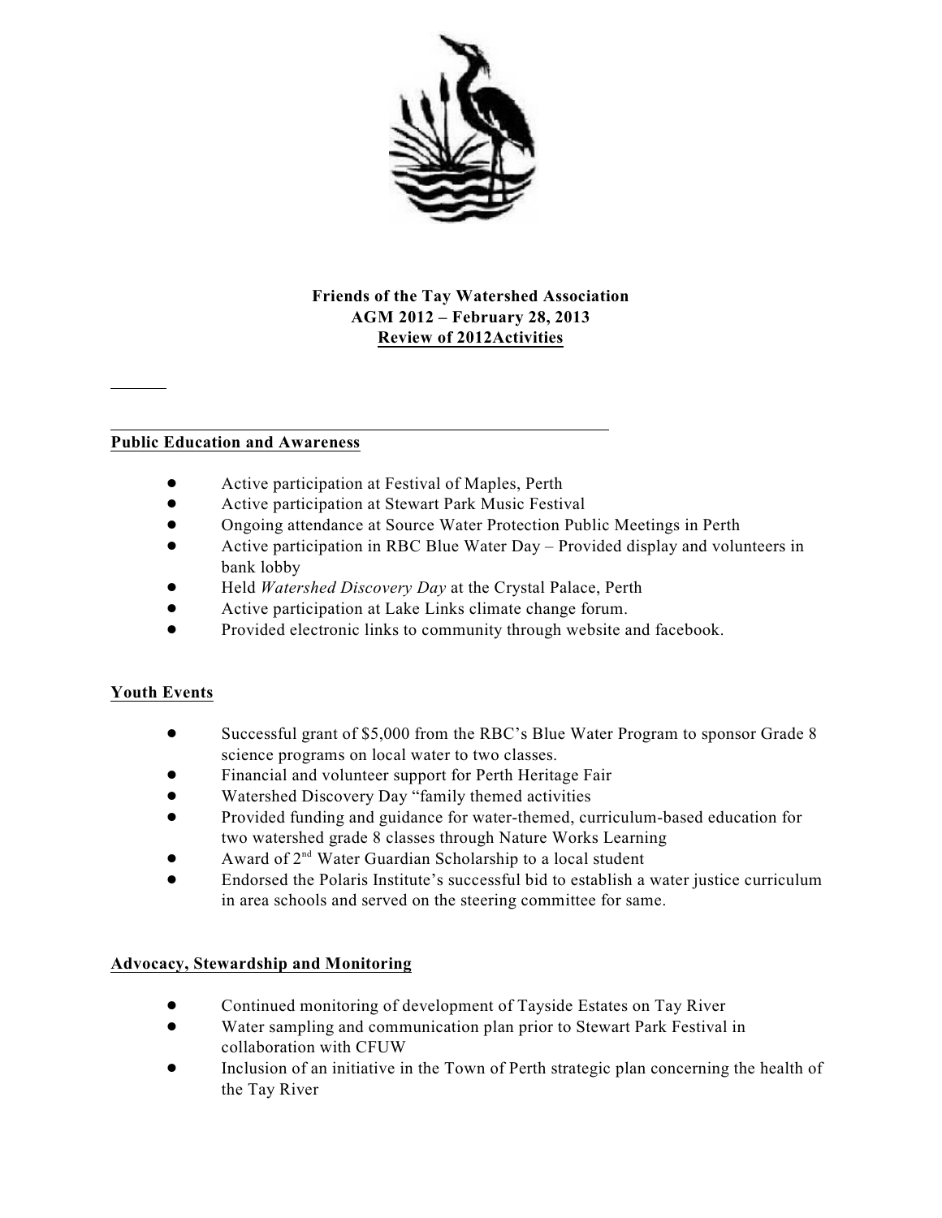**Friends of the Tay Watershed Association**
**AGM 2012 – February 28, 2013**
**Review of 2012Activities**

## Public Education and Awareness

- Active participation at Festival of Maples, Perth
- Active participation at Stewart Park Music Festival
- Ongoing attendance at Source Water Protection Public Meetings in Perth
- Active participation in RBC Blue Water Day – Provided display and volunteers in bank lobby
- Held *Watershed Discovery Day* at the Crystal Palace, Perth
- Active participation at Lake Links climate change forum.
- Provided electronic links to community through website and facebook.

## Youth Events

- Successful grant of $5,000 from the RBC's Blue Water Program to sponsor Grade 8 science programs on local water to two classes.
- Financial and volunteer support for Perth Heritage Fair
- Watershed Discovery Day "family themed activities
- Provided funding and guidance for water-themed, curriculum-based education for two watershed grade 8 classes through Nature Works Learning
- Award of 2nd Water Guardian Scholarship to a local student
- Endorsed the Polaris Institute's successful bid to establish a water justice curriculum in area schools and served on the steering committee for same.

## Advocacy, Stewardship and Monitoring

- Continued monitoring of development of Tayside Estates on Tay River
- Water sampling and communication plan prior to Stewart Park Festival in collaboration with CFUW
- Inclusion of an initiative in the Town of Perth strategic plan concerning the health of the Tay River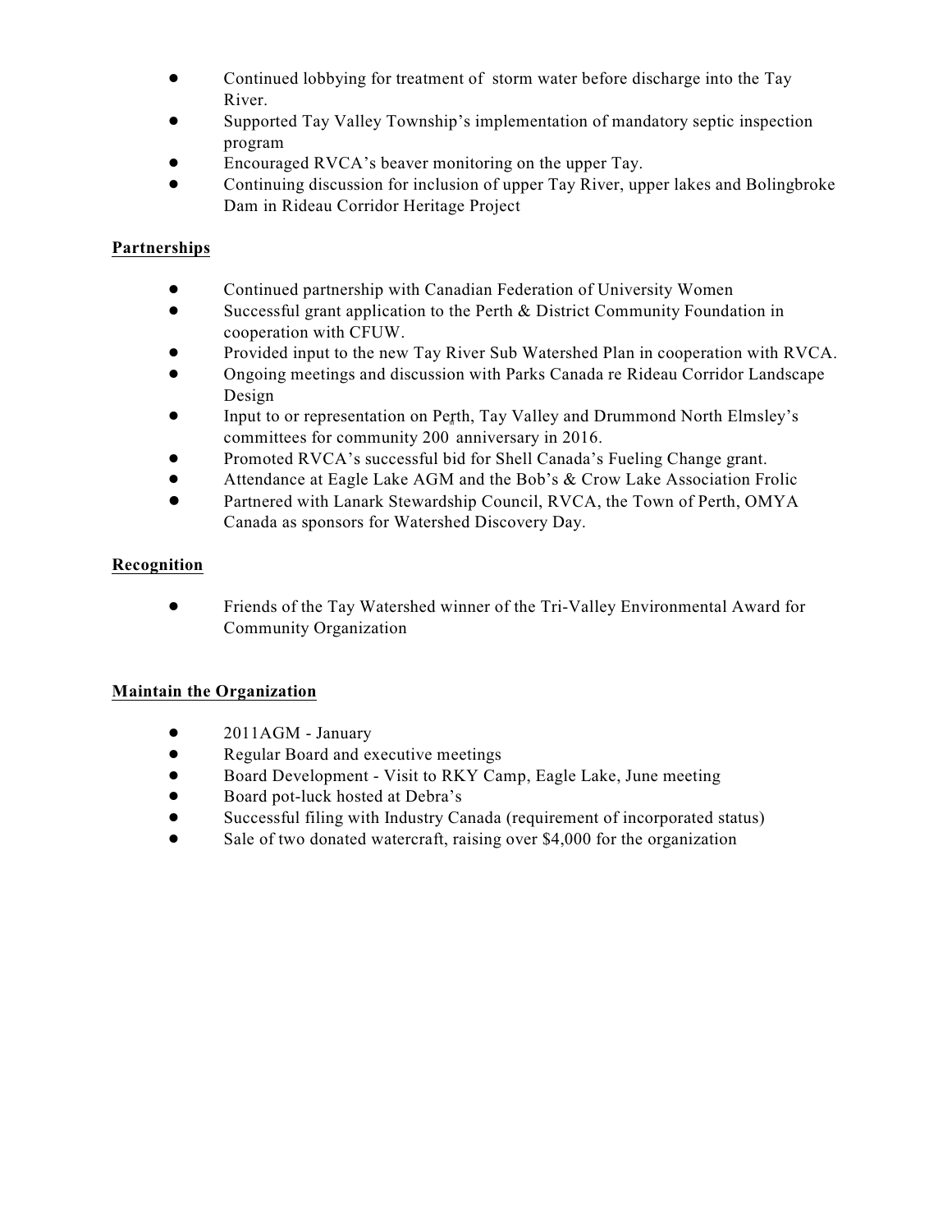- Continued lobbying for treatment of storm water before discharge into the Tay River.
- Supported Tay Valley Township's implementation of mandatory septic inspection program
- Encouraged RVCA's beaver monitoring on the upper Tay.
- Continuing discussion for inclusion of upper Tay River, upper lakes and Bolingbroke Dam in Rideau Corridor Heritage Project

**Partnerships**

- Continued partnership with Canadian Federation of University Women
- Successful grant application to the Perth & District Community Foundation in cooperation with CFUW.
- Provided input to the new Tay River Sub Watershed Plan in cooperation with RVCA.
- Ongoing meetings and discussion with Parks Canada re Rideau Corridor Landscape Design
- Input to or representation on Perth, Tay Valley and Drummond North Elmsley's committees for community 200 anniversary in 2016.
- Promoted RVCA's successful bid for Shell Canada's Fueling Change grant.
- Attendance at Eagle Lake AGM and the Bob's & Crow Lake Association Frolic
- Partnered with Lanark Stewardship Council, RVCA, the Town of Perth, OMYA Canada as sponsors for Watershed Discovery Day.

**Recognition**

- Friends of the Tay Watershed winner of the Tri-Valley Environmental Award for Community Organization

**Maintain the Organization**

- 2011AGM - January
- Regular Board and executive meetings
- Board Development - Visit to RKY Camp, Eagle Lake, June meeting
- Board pot-luck hosted at Debra's
- Successful filing with Industry Canada (requirement of incorporated status)
- Sale of two donated watercraft, raising over $4,000 for the organization